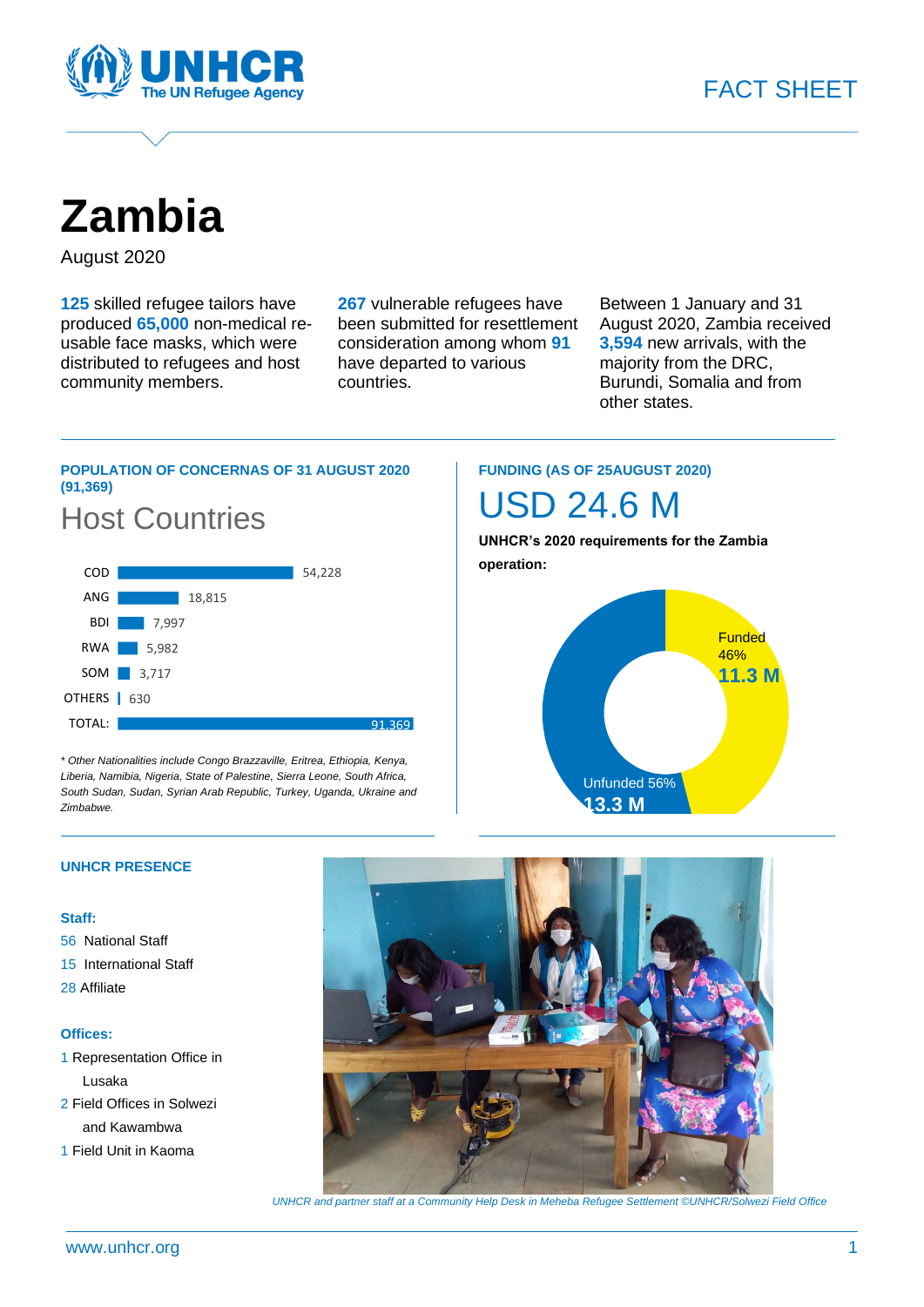FACT SHEET

# Zambia

August 2020

**125** skilled refugee tailors have produced **65,000** non-medical re-usable face masks, which were distributed to refugees and host community members.

**267** vulnerable refugees have been submitted for resettlement consideration among whom **91** have departed to various countries.

Between 1 January and 31 August 2020, Zambia received **3,594** new arrivals, with the majority from the DRC, Burundi, Somalia and from other states.

### POPULATION OF CONCERNAS OF 31 AUGUST 2020 (91,369)

## Host Countries

| Country | Population |
|---|---|
| COD | 54,228 |
| ANG | 18,815 |
| BDI | 7,997 |
| RWA | 5,982 |
| SOM | 3,717 |
| OTHERS | 630 |
| TOTAL: | 91,369 |

*\* Other Nationalities include Congo Brazzaville, Eritrea, Ethiopia, Kenya, Liberia, Namibia, Nigeria, State of Palestine, Sierra Leone, South Africa, South Sudan, Sudan, Syrian Arab Republic, Turkey, Uganda, Ukraine and Zimbabwe.*

### FUNDING (AS OF 25AUGUST 2020)

## USD 24.6 M

**UNHCR's 2020 requirements for the Zambia operation:**

- Funded 46% **11.3 M**
- Unfunded 56% **13.3 M**

### UNHCR PRESENCE

**Staff:**

56 National Staff
15 International Staff
28 Affiliate

**Offices:**

1 Representation Office in Lusaka
2 Field Offices in Solwezi and Kawambwa
1 Field Unit in Kaoma

*UNHCR and partner staff at a Community Help Desk in Meheba Refugee Settlement ©UNHCR/Solwezi Field Office*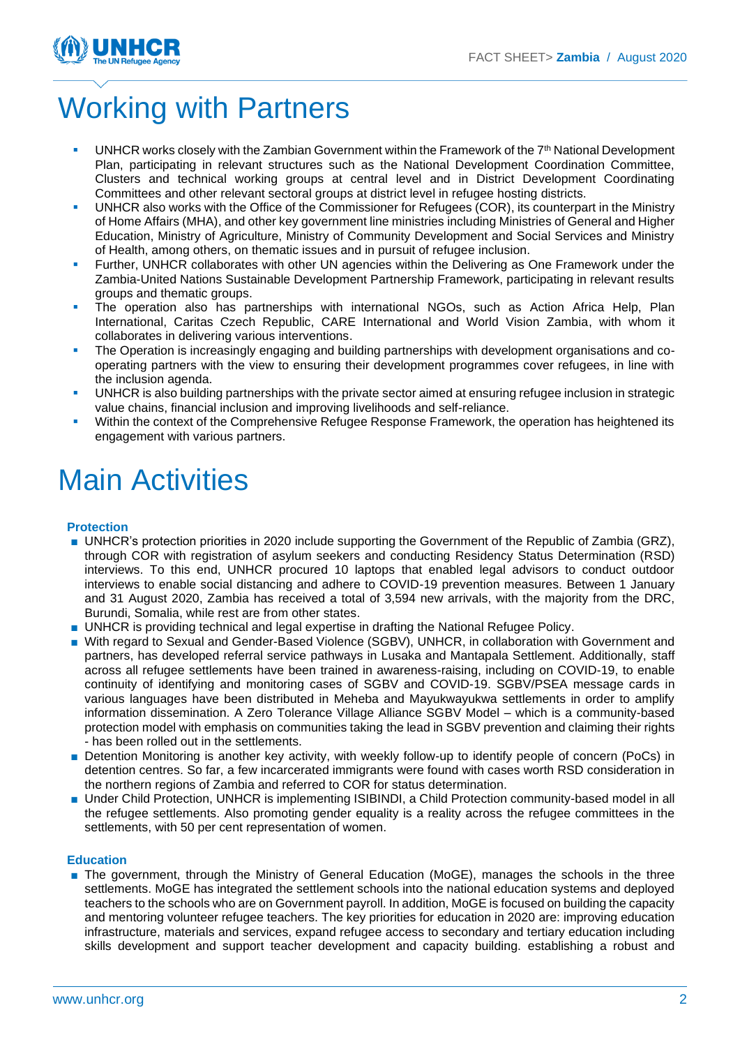# Working with Partners

- UNHCR works closely with the Zambian Government within the Framework of the 7th National Development Plan, participating in relevant structures such as the National Development Coordination Committee, Clusters and technical working groups at central level and in District Development Coordinating Committees and other relevant sectoral groups at district level in refugee hosting districts.
- UNHCR also works with the Office of the Commissioner for Refugees (COR), its counterpart in the Ministry of Home Affairs (MHA), and other key government line ministries including Ministries of General and Higher Education, Ministry of Agriculture, Ministry of Community Development and Social Services and Ministry of Health, among others, on thematic issues and in pursuit of refugee inclusion.
- Further, UNHCR collaborates with other UN agencies within the Delivering as One Framework under the Zambia-United Nations Sustainable Development Partnership Framework, participating in relevant results groups and thematic groups.
- The operation also has partnerships with international NGOs, such as Action Africa Help, Plan International, Caritas Czech Republic, CARE International and World Vision Zambia, with whom it collaborates in delivering various interventions.
- The Operation is increasingly engaging and building partnerships with development organisations and co-operating partners with the view to ensuring their development programmes cover refugees, in line with the inclusion agenda.
- UNHCR is also building partnerships with the private sector aimed at ensuring refugee inclusion in strategic value chains, financial inclusion and improving livelihoods and self-reliance.
- Within the context of the Comprehensive Refugee Response Framework, the operation has heightened its engagement with various partners.

# Main Activities

### Protection

- UNHCR's protection priorities in 2020 include supporting the Government of the Republic of Zambia (GRZ), through COR with registration of asylum seekers and conducting Residency Status Determination (RSD) interviews. To this end, UNHCR procured 10 laptops that enabled legal advisors to conduct outdoor interviews to enable social distancing and adhere to COVID-19 prevention measures. Between 1 January and 31 August 2020, Zambia has received a total of 3,594 new arrivals, with the majority from the DRC, Burundi, Somalia, while rest are from other states.
- UNHCR is providing technical and legal expertise in drafting the National Refugee Policy.
- With regard to Sexual and Gender-Based Violence (SGBV), UNHCR, in collaboration with Government and partners, has developed referral service pathways in Lusaka and Mantapala Settlement. Additionally, staff across all refugee settlements have been trained in awareness-raising, including on COVID-19, to enable continuity of identifying and monitoring cases of SGBV and COVID-19. SGBV/PSEA message cards in various languages have been distributed in Meheba and Mayukwayukwa settlements in order to amplify information dissemination. A Zero Tolerance Village Alliance SGBV Model – which is a community-based protection model with emphasis on communities taking the lead in SGBV prevention and claiming their rights - has been rolled out in the settlements.
- Detention Monitoring is another key activity, with weekly follow-up to identify people of concern (PoCs) in detention centres. So far, a few incarcerated immigrants were found with cases worth RSD consideration in the northern regions of Zambia and referred to COR for status determination.
- Under Child Protection, UNHCR is implementing ISIBINDI, a Child Protection community-based model in all the refugee settlements. Also promoting gender equality is a reality across the refugee committees in the settlements, with 50 per cent representation of women.

### Education

- The government, through the Ministry of General Education (MoGE), manages the schools in the three settlements. MoGE has integrated the settlement schools into the national education systems and deployed teachers to the schools who are on Government payroll. In addition, MoGE is focused on building the capacity and mentoring volunteer refugee teachers. The key priorities for education in 2020 are: improving education infrastructure, materials and services, expand refugee access to secondary and tertiary education including skills development and support teacher development and capacity building. establishing a robust and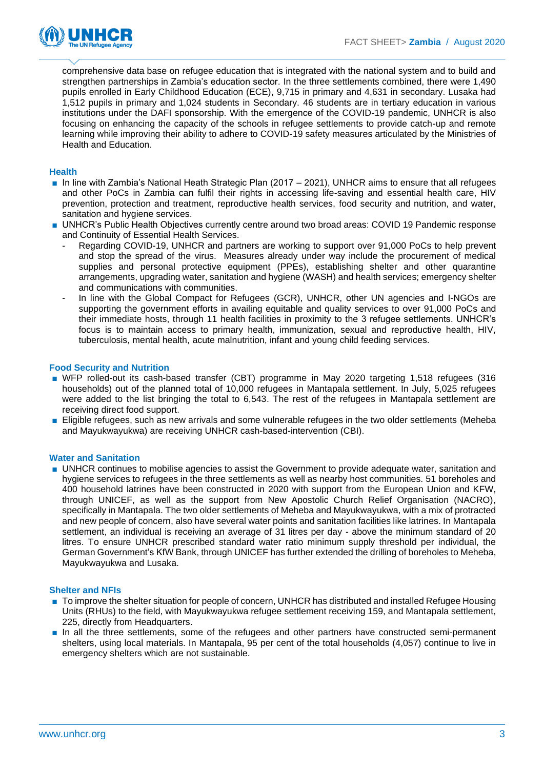comprehensive data base on refugee education that is integrated with the national system and to build and strengthen partnerships in Zambia's education sector. In the three settlements combined, there were 1,490 pupils enrolled in Early Childhood Education (ECE), 9,715 in primary and 4,631 in secondary. Lusaka had 1,512 pupils in primary and 1,024 students in Secondary. 46 students are in tertiary education in various institutions under the DAFI sponsorship. With the emergence of the COVID-19 pandemic, UNHCR is also focusing on enhancing the capacity of the schools in refugee settlements to provide catch-up and remote learning while improving their ability to adhere to COVID-19 safety measures articulated by the Ministries of Health and Education.

### Health

- In line with Zambia's National Heath Strategic Plan (2017 – 2021), UNHCR aims to ensure that all refugees and other PoCs in Zambia can fulfil their rights in accessing life-saving and essential health care, HIV prevention, protection and treatment, reproductive health services, food security and nutrition, and water, sanitation and hygiene services.
- UNHCR's Public Health Objectives currently centre around two broad areas: COVID 19 Pandemic response and Continuity of Essential Health Services.
  - Regarding COVID-19, UNHCR and partners are working to support over 91,000 PoCs to help prevent and stop the spread of the virus. Measures already under way include the procurement of medical supplies and personal protective equipment (PPEs), establishing shelter and other quarantine arrangements, upgrading water, sanitation and hygiene (WASH) and health services; emergency shelter and communications with communities.
  - In line with the Global Compact for Refugees (GCR), UNHCR, other UN agencies and I-NGOs are supporting the government efforts in availing equitable and quality services to over 91,000 PoCs and their immediate hosts, through 11 health facilities in proximity to the 3 refugee settlements. UNHCR's focus is to maintain access to primary health, immunization, sexual and reproductive health, HIV, tuberculosis, mental health, acute malnutrition, infant and young child feeding services.

### Food Security and Nutrition

- WFP rolled-out its cash-based transfer (CBT) programme in May 2020 targeting 1,518 refugees (316 households) out of the planned total of 10,000 refugees in Mantapala settlement. In July, 5,025 refugees were added to the list bringing the total to 6,543. The rest of the refugees in Mantapala settlement are receiving direct food support.
- Eligible refugees, such as new arrivals and some vulnerable refugees in the two older settlements (Meheba and Mayukwayukwa) are receiving UNHCR cash-based-intervention (CBI).

### Water and Sanitation

- UNHCR continues to mobilise agencies to assist the Government to provide adequate water, sanitation and hygiene services to refugees in the three settlements as well as nearby host communities. 51 boreholes and 400 household latrines have been constructed in 2020 with support from the European Union and KFW, through UNICEF, as well as the support from New Apostolic Church Relief Organisation (NACRO), specifically in Mantapala. The two older settlements of Meheba and Mayukwayukwa, with a mix of protracted and new people of concern, also have several water points and sanitation facilities like latrines. In Mantapala settlement, an individual is receiving an average of 31 litres per day - above the minimum standard of 20 litres. To ensure UNHCR prescribed standard water ratio minimum supply threshold per individual, the German Government's KfW Bank, through UNICEF has further extended the drilling of boreholes to Meheba, Mayukwayukwa and Lusaka.

### Shelter and NFIs

- To improve the shelter situation for people of concern, UNHCR has distributed and installed Refugee Housing Units (RHUs) to the field, with Mayukwayukwa refugee settlement receiving 159, and Mantapala settlement, 225, directly from Headquarters.
- In all the three settlements, some of the refugees and other partners have constructed semi-permanent shelters, using local materials. In Mantapala, 95 per cent of the total households (4,057) continue to live in emergency shelters which are not sustainable.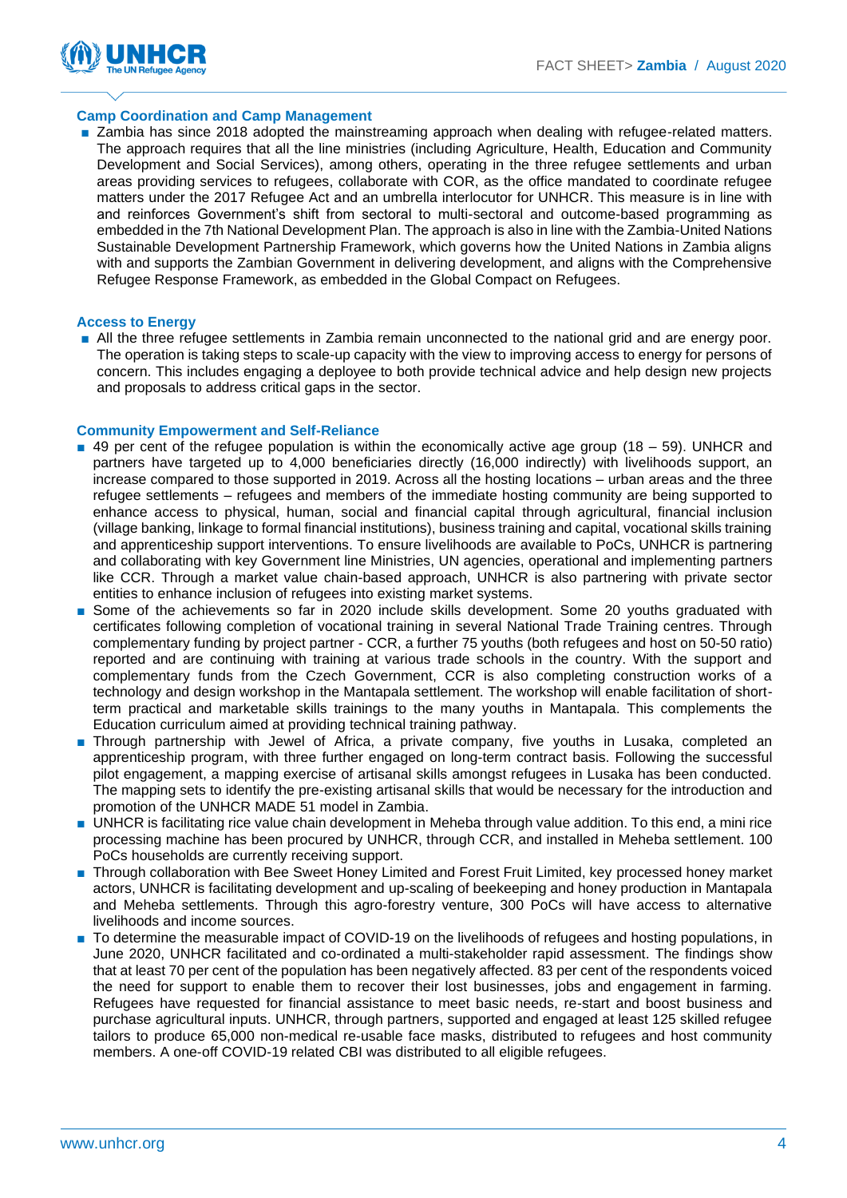### Camp Coordination and Camp Management

- Zambia has since 2018 adopted the mainstreaming approach when dealing with refugee-related matters. The approach requires that all the line ministries (including Agriculture, Health, Education and Community Development and Social Services), among others, operating in the three refugee settlements and urban areas providing services to refugees, collaborate with COR, as the office mandated to coordinate refugee matters under the 2017 Refugee Act and an umbrella interlocutor for UNHCR. This measure is in line with and reinforces Government's shift from sectoral to multi-sectoral and outcome-based programming as embedded in the 7th National Development Plan. The approach is also in line with the Zambia-United Nations Sustainable Development Partnership Framework, which governs how the United Nations in Zambia aligns with and supports the Zambian Government in delivering development, and aligns with the Comprehensive Refugee Response Framework, as embedded in the Global Compact on Refugees.

### Access to Energy

- All the three refugee settlements in Zambia remain unconnected to the national grid and are energy poor. The operation is taking steps to scale-up capacity with the view to improving access to energy for persons of concern. This includes engaging a deployee to both provide technical advice and help design new projects and proposals to address critical gaps in the sector.

### Community Empowerment and Self-Reliance

- 49 per cent of the refugee population is within the economically active age group (18 – 59). UNHCR and partners have targeted up to 4,000 beneficiaries directly (16,000 indirectly) with livelihoods support, an increase compared to those supported in 2019. Across all the hosting locations – urban areas and the three refugee settlements – refugees and members of the immediate hosting community are being supported to enhance access to physical, human, social and financial capital through agricultural, financial inclusion (village banking, linkage to formal financial institutions), business training and capital, vocational skills training and apprenticeship support interventions. To ensure livelihoods are available to PoCs, UNHCR is partnering and collaborating with key Government line Ministries, UN agencies, operational and implementing partners like CCR. Through a market value chain-based approach, UNHCR is also partnering with private sector entities to enhance inclusion of refugees into existing market systems.
- Some of the achievements so far in 2020 include skills development. Some 20 youths graduated with certificates following completion of vocational training in several National Trade Training centres. Through complementary funding by project partner - CCR, a further 75 youths (both refugees and host on 50-50 ratio) reported and are continuing with training at various trade schools in the country. With the support and complementary funds from the Czech Government, CCR is also completing construction works of a technology and design workshop in the Mantapala settlement. The workshop will enable facilitation of short-term practical and marketable skills trainings to the many youths in Mantapala. This complements the Education curriculum aimed at providing technical training pathway.
- Through partnership with Jewel of Africa, a private company, five youths in Lusaka, completed an apprenticeship program, with three further engaged on long-term contract basis. Following the successful pilot engagement, a mapping exercise of artisanal skills amongst refugees in Lusaka has been conducted. The mapping sets to identify the pre-existing artisanal skills that would be necessary for the introduction and promotion of the UNHCR MADE 51 model in Zambia.
- UNHCR is facilitating rice value chain development in Meheba through value addition. To this end, a mini rice processing machine has been procured by UNHCR, through CCR, and installed in Meheba settlement. 100 PoCs households are currently receiving support.
- Through collaboration with Bee Sweet Honey Limited and Forest Fruit Limited, key processed honey market actors, UNHCR is facilitating development and up-scaling of beekeeping and honey production in Mantapala and Meheba settlements. Through this agro-forestry venture, 300 PoCs will have access to alternative livelihoods and income sources.
- To determine the measurable impact of COVID-19 on the livelihoods of refugees and hosting populations, in June 2020, UNHCR facilitated and co-ordinated a multi-stakeholder rapid assessment. The findings show that at least 70 per cent of the population has been negatively affected. 83 per cent of the respondents voiced the need for support to enable them to recover their lost businesses, jobs and engagement in farming. Refugees have requested for financial assistance to meet basic needs, re-start and boost business and purchase agricultural inputs. UNHCR, through partners, supported and engaged at least 125 skilled refugee tailors to produce 65,000 non-medical re-usable face masks, distributed to refugees and host community members. A one-off COVID-19 related CBI was distributed to all eligible refugees.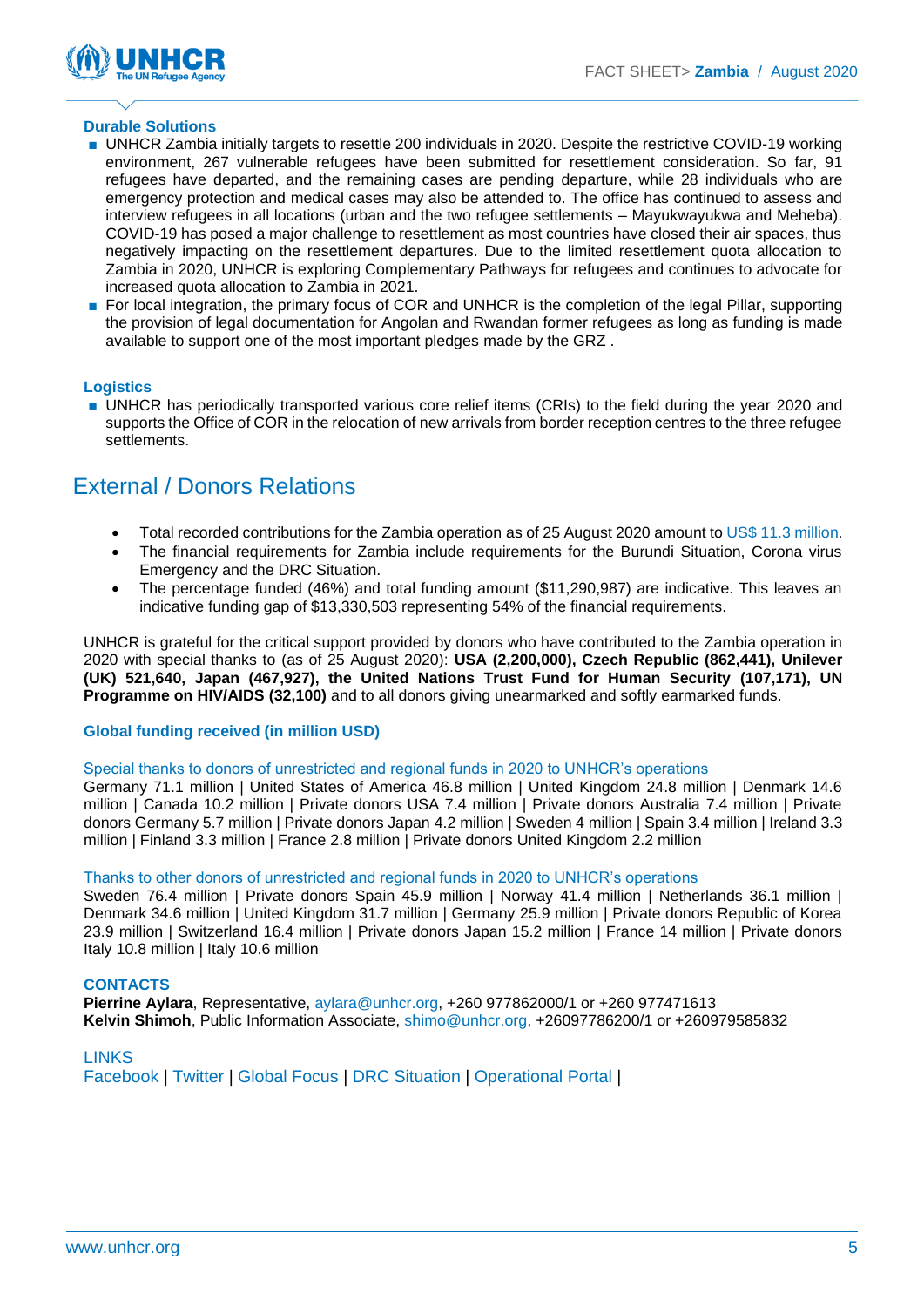### Durable Solutions

- UNHCR Zambia initially targets to resettle 200 individuals in 2020. Despite the restrictive COVID-19 working environment, 267 vulnerable refugees have been submitted for resettlement consideration. So far, 91 refugees have departed, and the remaining cases are pending departure, while 28 individuals who are emergency protection and medical cases may also be attended to. The office has continued to assess and interview refugees in all locations (urban and the two refugee settlements – Mayukwayukwa and Meheba). COVID-19 has posed a major challenge to resettlement as most countries have closed their air spaces, thus negatively impacting on the resettlement departures. Due to the limited resettlement quota allocation to Zambia in 2020, UNHCR is exploring Complementary Pathways for refugees and continues to advocate for increased quota allocation to Zambia in 2021.
- For local integration, the primary focus of COR and UNHCR is the completion of the legal Pillar, supporting the provision of legal documentation for Angolan and Rwandan former refugees as long as funding is made available to support one of the most important pledges made by the GRZ .

### Logistics

- UNHCR has periodically transported various core relief items (CRIs) to the field during the year 2020 and supports the Office of COR in the relocation of new arrivals from border reception centres to the three refugee settlements.

## External / Donors Relations

- Total recorded contributions for the Zambia operation as of 25 August 2020 amount to US$ 11.3 million.
- The financial requirements for Zambia include requirements for the Burundi Situation, Corona virus Emergency and the DRC Situation.
- The percentage funded (46%) and total funding amount ($11,290,987) are indicative. This leaves an indicative funding gap of $13,330,503 representing 54% of the financial requirements.

UNHCR is grateful for the critical support provided by donors who have contributed to the Zambia operation in 2020 with special thanks to (as of 25 August 2020): **USA (2,200,000), Czech Republic (862,441), Unilever (UK) 521,640, Japan (467,927), the United Nations Trust Fund for Human Security (107,171), UN Programme on HIV/AIDS (32,100)** and to all donors giving unearmarked and softly earmarked funds.

### Global funding received (in million USD)

Special thanks to donors of unrestricted and regional funds in 2020 to UNHCR's operations

Germany 71.1 million | United States of America 46.8 million | United Kingdom 24.8 million | Denmark 14.6 million | Canada 10.2 million | Private donors USA 7.4 million | Private donors Australia 7.4 million | Private donors Germany 5.7 million | Private donors Japan 4.2 million | Sweden 4 million | Spain 3.4 million | Ireland 3.3 million | Finland 3.3 million | France 2.8 million | Private donors United Kingdom 2.2 million

Thanks to other donors of unrestricted and regional funds in 2020 to UNHCR's operations

Sweden 76.4 million | Private donors Spain 45.9 million | Norway 41.4 million | Netherlands 36.1 million | Denmark 34.6 million | United Kingdom 31.7 million | Germany 25.9 million | Private donors Republic of Korea 23.9 million | Switzerland 16.4 million | Private donors Japan 15.2 million | France 14 million | Private donors Italy 10.8 million | Italy 10.6 million

### CONTACTS

**Pierrine Aylara**, Representative, aylara@unhcr.org, +260 977862000/1 or +260 977471613
**Kelvin Shimoh**, Public Information Associate, shimo@unhcr.org, +26097786200/1 or +260979585832

### LINKS

Facebook | Twitter | Global Focus | DRC Situation | Operational Portal |